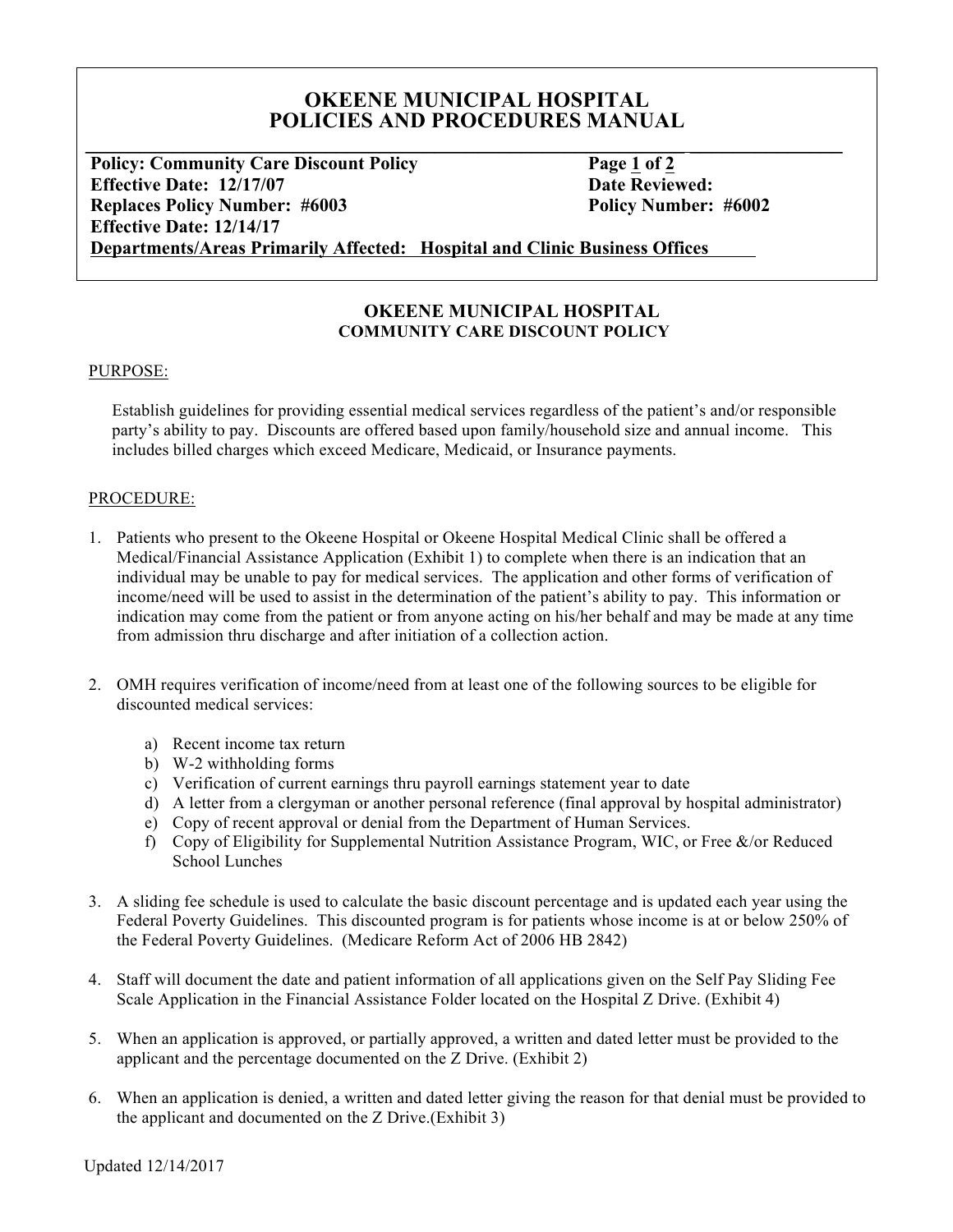# OKEENE MUNICIPAL HOSPITAL
# POLICIES AND PROCEDURES MANUAL

**Policy: Community Care Discount Policy** | **Page 1 of 2**
**Effective Date: 12/17/07** | **Date Reviewed:**
**Replaces Policy Number: #6003** | **Policy Number: #6002**
**Effective Date: 12/14/17**
**Departments/Areas Primarily Affected: Hospital and Clinic Business Offices**

## OKEENE MUNICIPAL HOSPITAL
### COMMUNITY CARE DISCOUNT POLICY

PURPOSE:

Establish guidelines for providing essential medical services regardless of the patient's and/or responsible party's ability to pay. Discounts are offered based upon family/household size and annual income. This includes billed charges which exceed Medicare, Medicaid, or Insurance payments.

PROCEDURE:

1. Patients who present to the Okeene Hospital or Okeene Hospital Medical Clinic shall be offered a Medical/Financial Assistance Application (Exhibit 1) to complete when there is an indication that an individual may be unable to pay for medical services. The application and other forms of verification of income/need will be used to assist in the determination of the patient's ability to pay. This information or indication may come from the patient or from anyone acting on his/her behalf and may be made at any time from admission thru discharge and after initiation of a collection action.

2. OMH requires verification of income/need from at least one of the following sources to be eligible for discounted medical services:

   a) Recent income tax return
   b) W-2 withholding forms
   c) Verification of current earnings thru payroll earnings statement year to date
   d) A letter from a clergyman or another personal reference (final approval by hospital administrator)
   e) Copy of recent approval or denial from the Department of Human Services.
   f) Copy of Eligibility for Supplemental Nutrition Assistance Program, WIC, or Free &/or Reduced School Lunches

3. A sliding fee schedule is used to calculate the basic discount percentage and is updated each year using the Federal Poverty Guidelines. This discounted program is for patients whose income is at or below 250% of the Federal Poverty Guidelines. (Medicare Reform Act of 2006 HB 2842)

4. Staff will document the date and patient information of all applications given on the Self Pay Sliding Fee Scale Application in the Financial Assistance Folder located on the Hospital Z Drive. (Exhibit 4)

5. When an application is approved, or partially approved, a written and dated letter must be provided to the applicant and the percentage documented on the Z Drive. (Exhibit 2)

6. When an application is denied, a written and dated letter giving the reason for that denial must be provided to the applicant and documented on the Z Drive.(Exhibit 3)

Updated 12/14/2017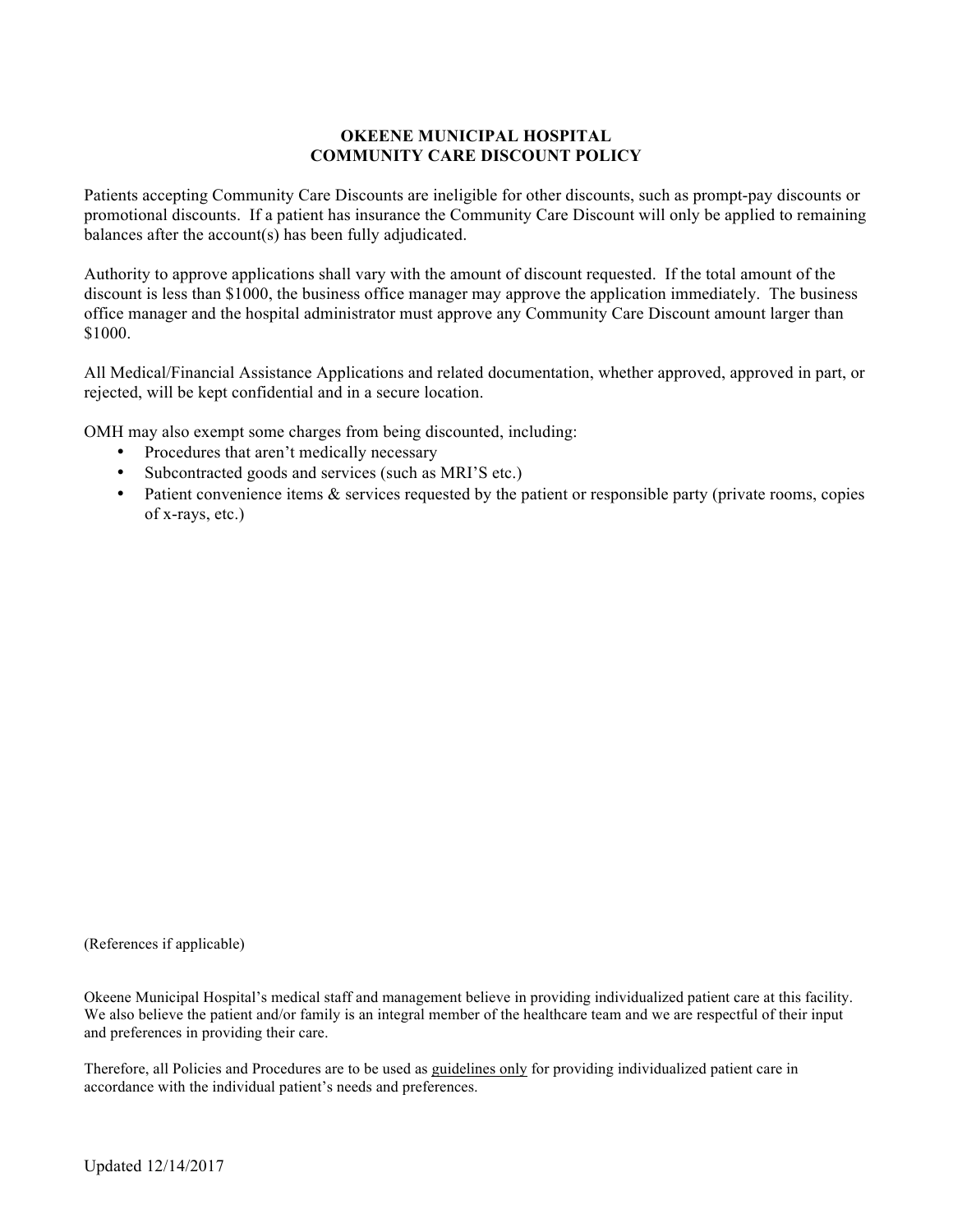**OKEENE MUNICIPAL HOSPITAL**
**COMMUNITY CARE DISCOUNT POLICY**

Patients accepting Community Care Discounts are ineligible for other discounts, such as prompt-pay discounts or promotional discounts. If a patient has insurance the Community Care Discount will only be applied to remaining balances after the account(s) has been fully adjudicated.

Authority to approve applications shall vary with the amount of discount requested. If the total amount of the discount is less than $1000, the business office manager may approve the application immediately. The business office manager and the hospital administrator must approve any Community Care Discount amount larger than $1000.

All Medical/Financial Assistance Applications and related documentation, whether approved, approved in part, or rejected, will be kept confidential and in a secure location.

OMH may also exempt some charges from being discounted, including:

- Procedures that aren't medically necessary
- Subcontracted goods and services (such as MRI'S etc.)
- Patient convenience items & services requested by the patient or responsible party (private rooms, copies of x-rays, etc.)

(References if applicable)

Okeene Municipal Hospital's medical staff and management believe in providing individualized patient care at this facility. We also believe the patient and/or family is an integral member of the healthcare team and we are respectful of their input and preferences in providing their care.

Therefore, all Policies and Procedures are to be used as guidelines only for providing individualized patient care in accordance with the individual patient's needs and preferences.

Updated 12/14/2017